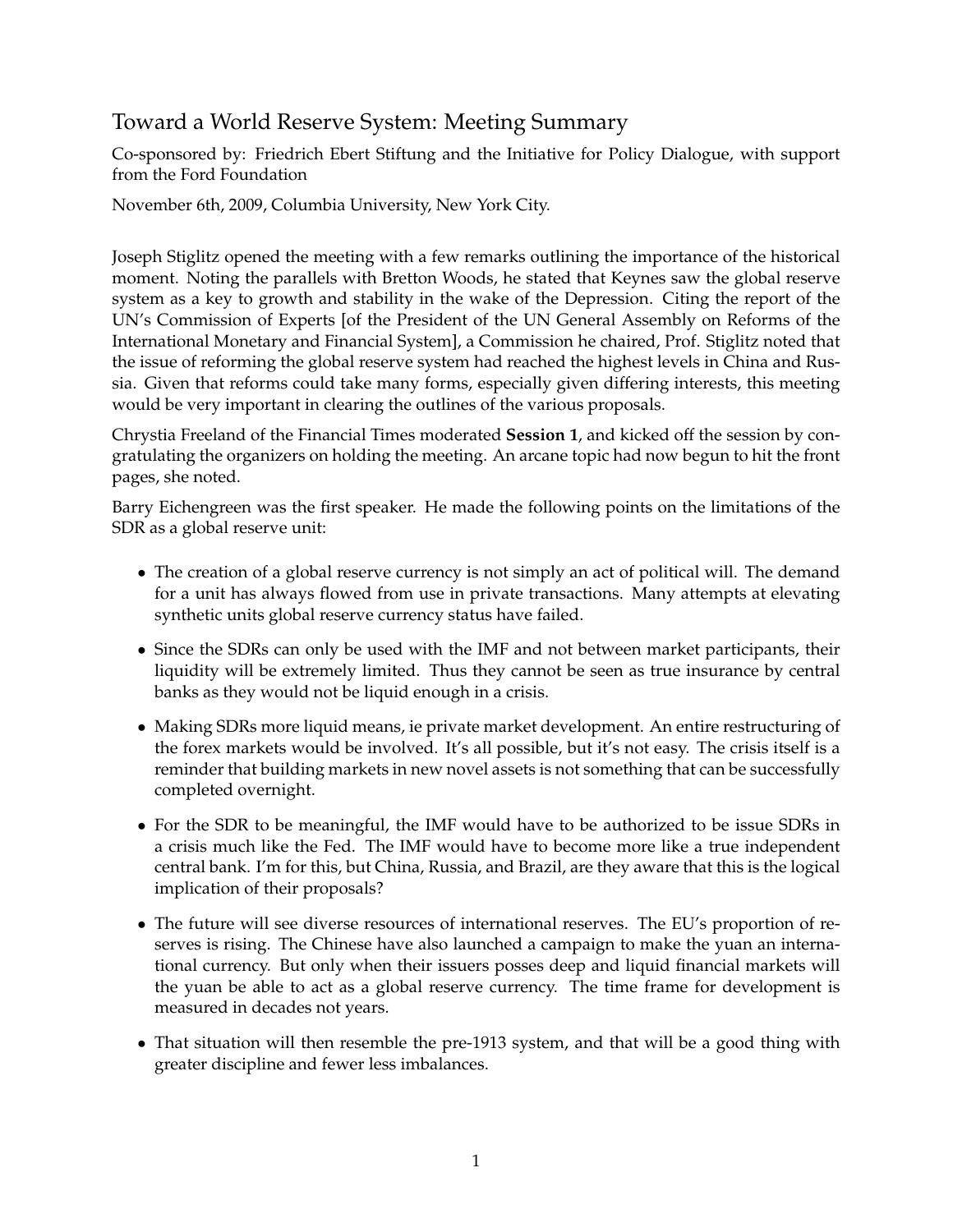# Toward a World Reserve System: Meeting Summary

Co-sponsored by: Friedrich Ebert Stiftung and the Initiative for Policy Dialogue, with support from the Ford Foundation

November 6th, 2009, Columbia University, New York City.

Joseph Stiglitz opened the meeting with a few remarks outlining the importance of the historical moment. Noting the parallels with Bretton Woods, he stated that Keynes saw the global reserve system as a key to growth and stability in the wake of the Depression. Citing the report of the UN's Commission of Experts [of the President of the UN General Assembly on Reforms of the International Monetary and Financial System], a Commission he chaired, Prof. Stiglitz noted that the issue of reforming the global reserve system had reached the highest levels in China and Russia. Given that reforms could take many forms, especially given differing interests, this meeting would be very important in clearing the outlines of the various proposals.

Chrystia Freeland of the Financial Times moderated **Session 1**, and kicked off the session by congratulating the organizers on holding the meeting. An arcane topic had now begun to hit the front pages, she noted.

Barry Eichengreen was the first speaker. He made the following points on the limitations of the SDR as a global reserve unit:

- The creation of a global reserve currency is not simply an act of political will. The demand for a unit has always flowed from use in private transactions. Many attempts at elevating synthetic units global reserve currency status have failed.
- Since the SDRs can only be used with the IMF and not between market participants, their liquidity will be extremely limited. Thus they cannot be seen as true insurance by central banks as they would not be liquid enough in a crisis.
- Making SDRs more liquid means, ie private market development. An entire restructuring of the forex markets would be involved. It's all possible, but it's not easy. The crisis itself is a reminder that building markets in new novel assets is not something that can be successfully completed overnight.
- For the SDR to be meaningful, the IMF would have to be authorized to be issue SDRs in a crisis much like the Fed. The IMF would have to become more like a true independent central bank. I'm for this, but China, Russia, and Brazil, are they aware that this is the logical implication of their proposals?
- The future will see diverse resources of international reserves. The EU's proportion of reserves is rising. The Chinese have also launched a campaign to make the yuan an international currency. But only when their issuers posses deep and liquid financial markets will the yuan be able to act as a global reserve currency. The time frame for development is measured in decades not years.
- That situation will then resemble the pre-1913 system, and that will be a good thing with greater discipline and fewer less imbalances.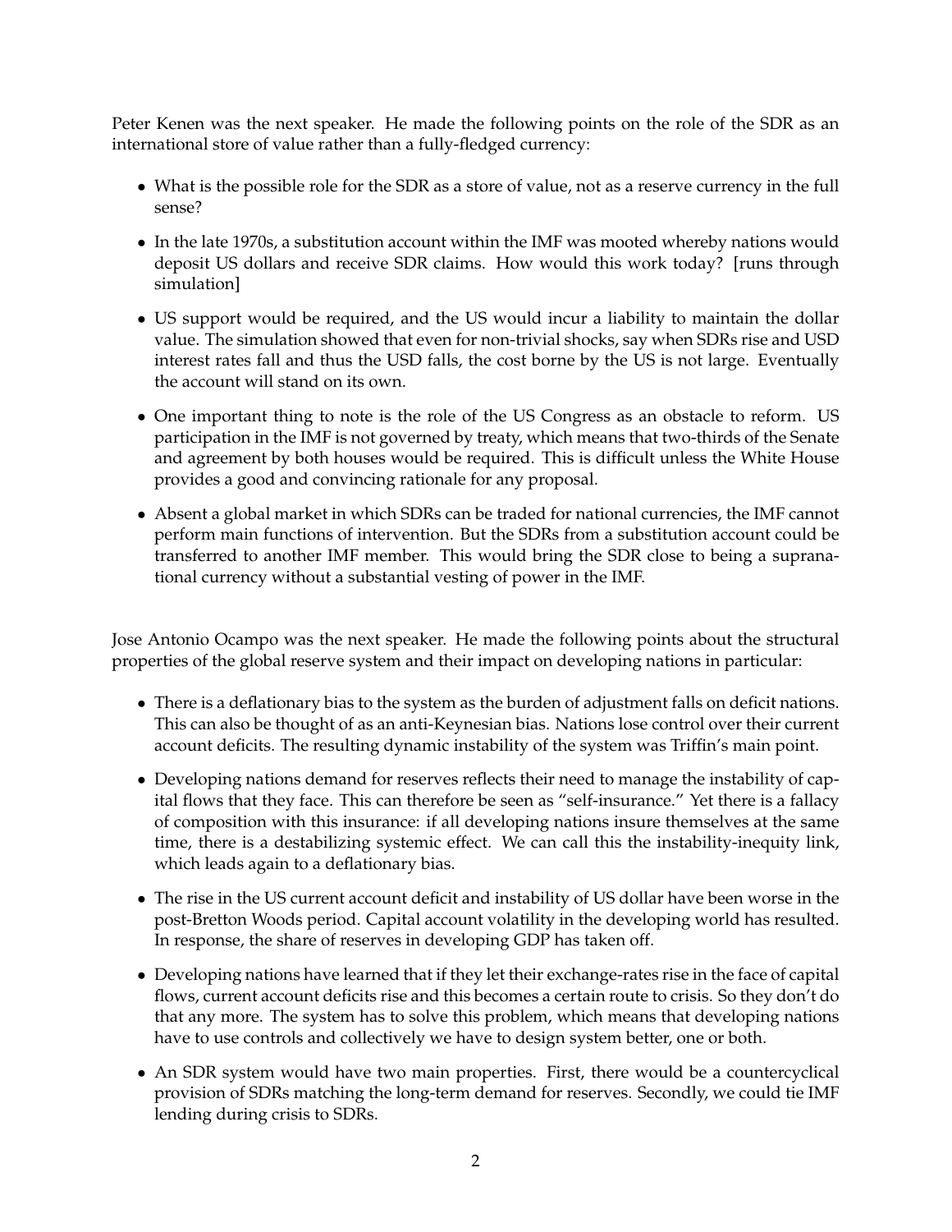Peter Kenen was the next speaker. He made the following points on the role of the SDR as an international store of value rather than a fully-fledged currency:

- What is the possible role for the SDR as a store of value, not as a reserve currency in the full sense?
- In the late 1970s, a substitution account within the IMF was mooted whereby nations would deposit US dollars and receive SDR claims. How would this work today? [runs through simulation]
- US support would be required, and the US would incur a liability to maintain the dollar value. The simulation showed that even for non-trivial shocks, say when SDRs rise and USD interest rates fall and thus the USD falls, the cost borne by the US is not large. Eventually the account will stand on its own.
- One important thing to note is the role of the US Congress as an obstacle to reform. US participation in the IMF is not governed by treaty, which means that two-thirds of the Senate and agreement by both houses would be required. This is difficult unless the White House provides a good and convincing rationale for any proposal.
- Absent a global market in which SDRs can be traded for national currencies, the IMF cannot perform main functions of intervention. But the SDRs from a substitution account could be transferred to another IMF member. This would bring the SDR close to being a supranational currency without a substantial vesting of power in the IMF.

Jose Antonio Ocampo was the next speaker. He made the following points about the structural properties of the global reserve system and their impact on developing nations in particular:

- There is a deflationary bias to the system as the burden of adjustment falls on deficit nations. This can also be thought of as an anti-Keynesian bias. Nations lose control over their current account deficits. The resulting dynamic instability of the system was Triffin's main point.
- Developing nations demand for reserves reflects their need to manage the instability of capital flows that they face. This can therefore be seen as "self-insurance." Yet there is a fallacy of composition with this insurance: if all developing nations insure themselves at the same time, there is a destabilizing systemic effect. We can call this the instability-inequity link, which leads again to a deflationary bias.
- The rise in the US current account deficit and instability of US dollar have been worse in the post-Bretton Woods period. Capital account volatility in the developing world has resulted. In response, the share of reserves in developing GDP has taken off.
- Developing nations have learned that if they let their exchange-rates rise in the face of capital flows, current account deficits rise and this becomes a certain route to crisis. So they don't do that any more. The system has to solve this problem, which means that developing nations have to use controls and collectively we have to design system better, one or both.
- An SDR system would have two main properties. First, there would be a countercyclical provision of SDRs matching the long-term demand for reserves. Secondly, we could tie IMF lending during crisis to SDRs.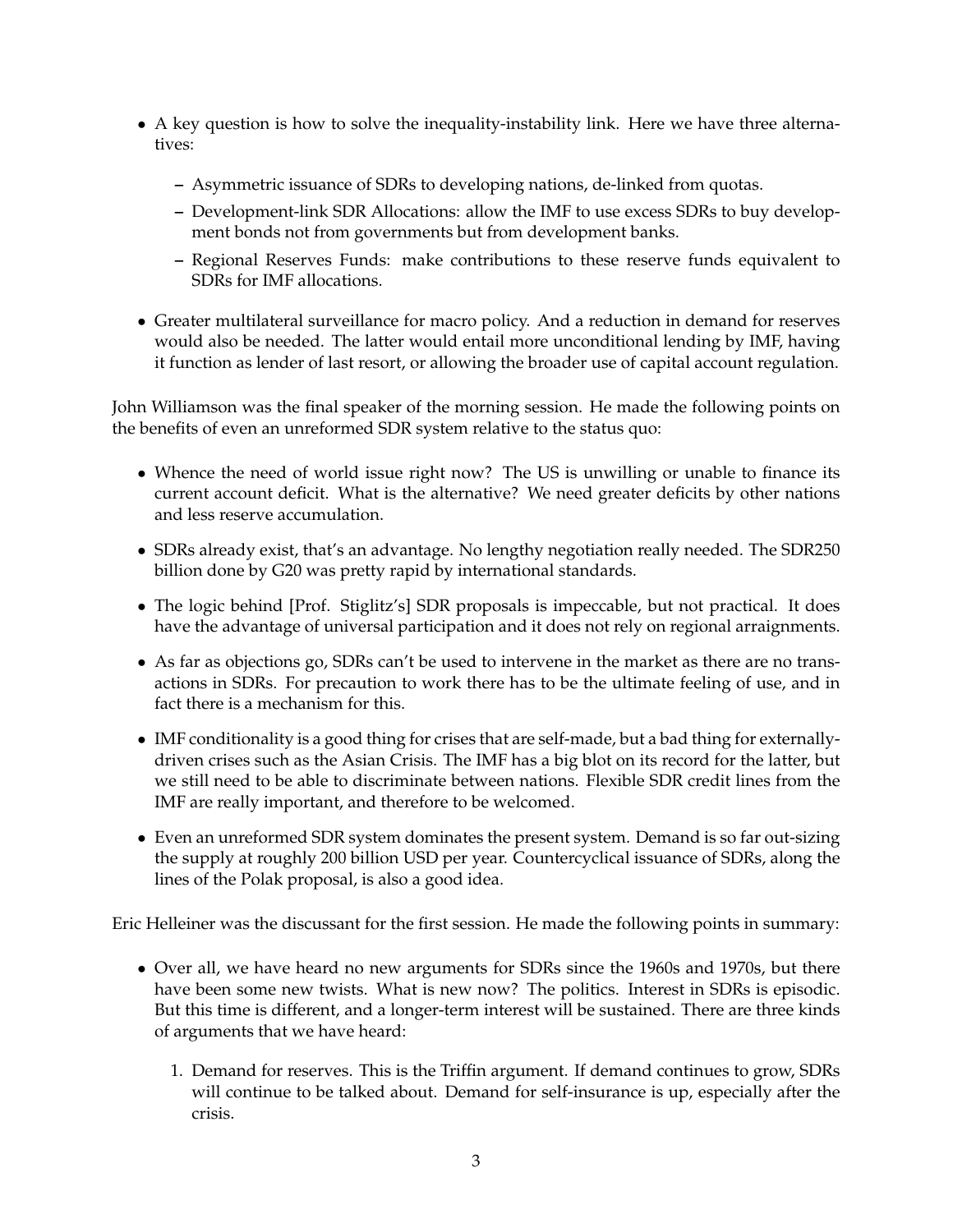- A key question is how to solve the inequality-instability link. Here we have three alternatives:
  - Asymmetric issuance of SDRs to developing nations, de-linked from quotas.
  - Development-link SDR Allocations: allow the IMF to use excess SDRs to buy development bonds not from governments but from development banks.
  - Regional Reserves Funds: make contributions to these reserve funds equivalent to SDRs for IMF allocations.
- Greater multilateral surveillance for macro policy. And a reduction in demand for reserves would also be needed. The latter would entail more unconditional lending by IMF, having it function as lender of last resort, or allowing the broader use of capital account regulation.

John Williamson was the final speaker of the morning session. He made the following points on the benefits of even an unreformed SDR system relative to the status quo:

- Whence the need of world issue right now? The US is unwilling or unable to finance its current account deficit. What is the alternative? We need greater deficits by other nations and less reserve accumulation.
- SDRs already exist, that's an advantage. No lengthy negotiation really needed. The SDR250 billion done by G20 was pretty rapid by international standards.
- The logic behind [Prof. Stiglitz's] SDR proposals is impeccable, but not practical. It does have the advantage of universal participation and it does not rely on regional arraignments.
- As far as objections go, SDRs can't be used to intervene in the market as there are no transactions in SDRs. For precaution to work there has to be the ultimate feeling of use, and in fact there is a mechanism for this.
- IMF conditionality is a good thing for crises that are self-made, but a bad thing for externally-driven crises such as the Asian Crisis. The IMF has a big blot on its record for the latter, but we still need to be able to discriminate between nations. Flexible SDR credit lines from the IMF are really important, and therefore to be welcomed.
- Even an unreformed SDR system dominates the present system. Demand is so far out-sizing the supply at roughly 200 billion USD per year. Countercyclical issuance of SDRs, along the lines of the Polak proposal, is also a good idea.

Eric Helleiner was the discussant for the first session. He made the following points in summary:

- Over all, we have heard no new arguments for SDRs since the 1960s and 1970s, but there have been some new twists. What is new now? The politics. Interest in SDRs is episodic. But this time is different, and a longer-term interest will be sustained. There are three kinds of arguments that we have heard:
  1. Demand for reserves. This is the Triffin argument. If demand continues to grow, SDRs will continue to be talked about. Demand for self-insurance is up, especially after the crisis.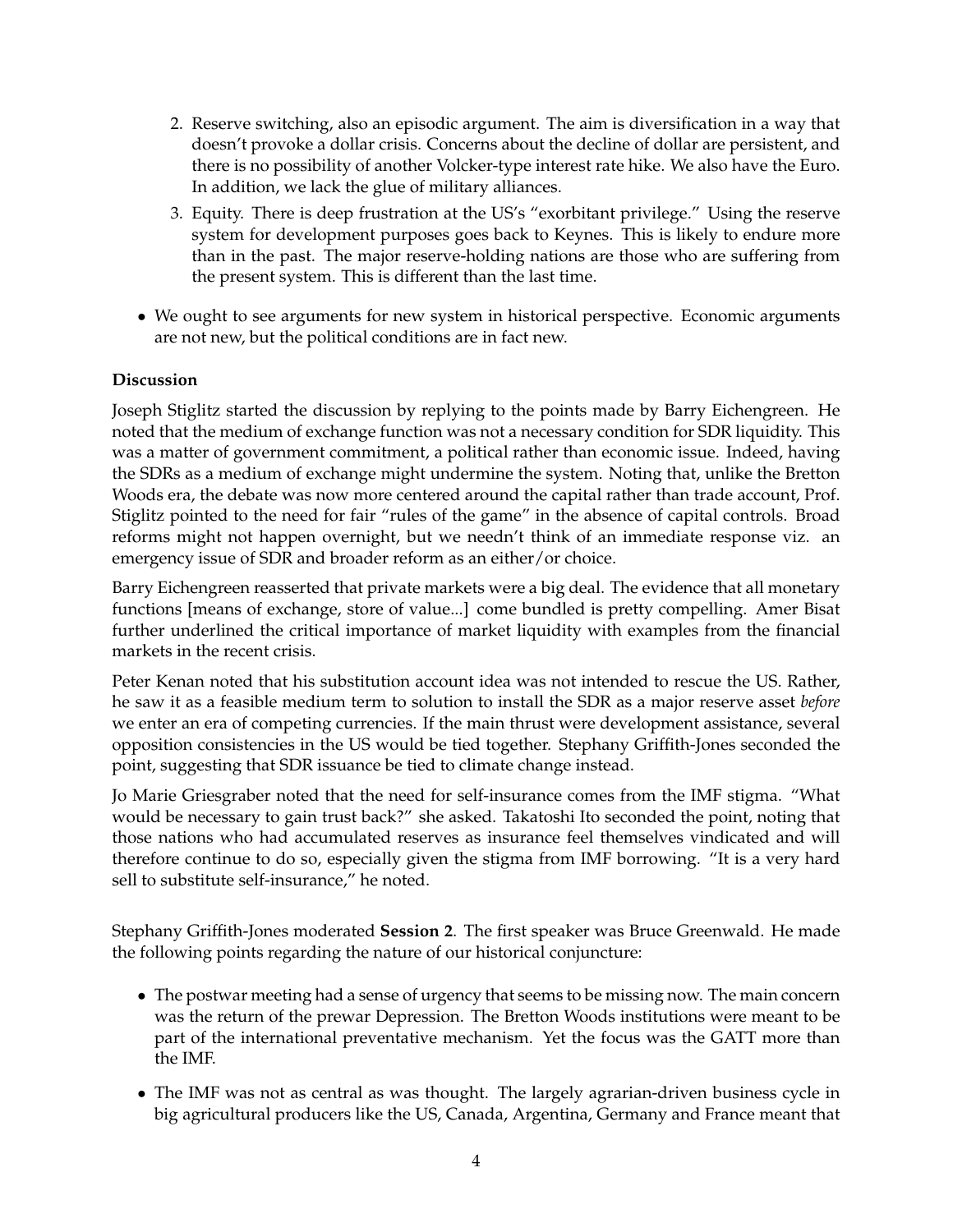2. Reserve switching, also an episodic argument. The aim is diversification in a way that doesn't provoke a dollar crisis. Concerns about the decline of dollar are persistent, and there is no possibility of another Volcker-type interest rate hike. We also have the Euro. In addition, we lack the glue of military alliances.
3. Equity. There is deep frustration at the US's "exorbitant privilege." Using the reserve system for development purposes goes back to Keynes. This is likely to endure more than in the past. The major reserve-holding nations are those who are suffering from the present system. This is different than the last time.

- We ought to see arguments for new system in historical perspective. Economic arguments are not new, but the political conditions are in fact new.

**Discussion**

Joseph Stiglitz started the discussion by replying to the points made by Barry Eichengreen. He noted that the medium of exchange function was not a necessary condition for SDR liquidity. This was a matter of government commitment, a political rather than economic issue. Indeed, having the SDRs as a medium of exchange might undermine the system. Noting that, unlike the Bretton Woods era, the debate was now more centered around the capital rather than trade account, Prof. Stiglitz pointed to the need for fair "rules of the game" in the absence of capital controls. Broad reforms might not happen overnight, but we needn't think of an immediate response viz. an emergency issue of SDR and broader reform as an either/or choice.

Barry Eichengreen reasserted that private markets were a big deal. The evidence that all monetary functions [means of exchange, store of value...] come bundled is pretty compelling. Amer Bisat further underlined the critical importance of market liquidity with examples from the financial markets in the recent crisis.

Peter Kenan noted that his substitution account idea was not intended to rescue the US. Rather, he saw it as a feasible medium term to solution to install the SDR as a major reserve asset *before* we enter an era of competing currencies. If the main thrust were development assistance, several opposition consistencies in the US would be tied together. Stephany Griffith-Jones seconded the point, suggesting that SDR issuance be tied to climate change instead.

Jo Marie Griesgraber noted that the need for self-insurance comes from the IMF stigma. "What would be necessary to gain trust back?" she asked. Takatoshi Ito seconded the point, noting that those nations who had accumulated reserves as insurance feel themselves vindicated and will therefore continue to do so, especially given the stigma from IMF borrowing. "It is a very hard sell to substitute self-insurance," he noted.

Stephany Griffith-Jones moderated **Session 2**. The first speaker was Bruce Greenwald. He made the following points regarding the nature of our historical conjuncture:

- The postwar meeting had a sense of urgency that seems to be missing now. The main concern was the return of the prewar Depression. The Bretton Woods institutions were meant to be part of the international preventative mechanism. Yet the focus was the GATT more than the IMF.
- The IMF was not as central as was thought. The largely agrarian-driven business cycle in big agricultural producers like the US, Canada, Argentina, Germany and France meant that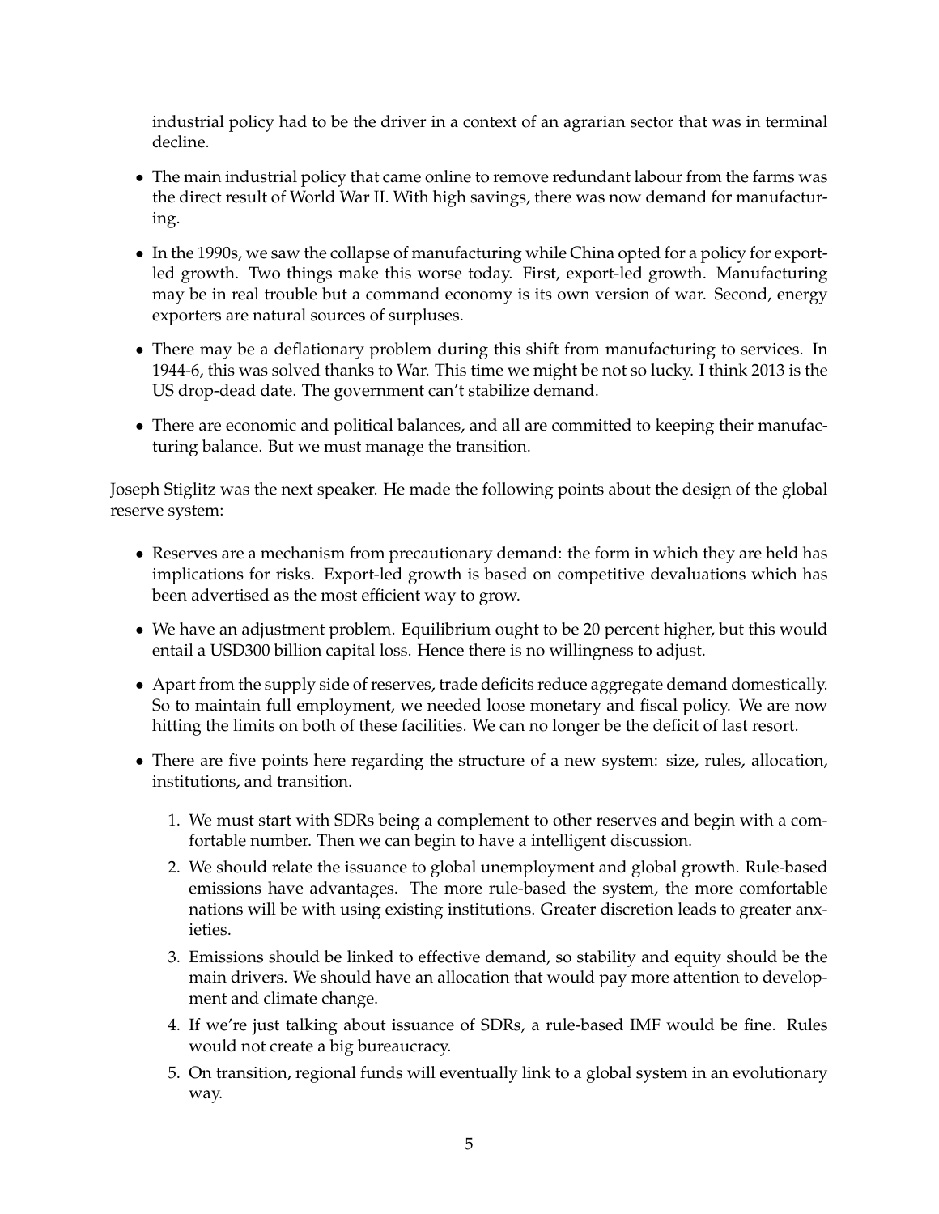industrial policy had to be the driver in a context of an agrarian sector that was in terminal decline.

- The main industrial policy that came online to remove redundant labour from the farms was the direct result of World War II. With high savings, there was now demand for manufacturing.
- In the 1990s, we saw the collapse of manufacturing while China opted for a policy for export-led growth. Two things make this worse today. First, export-led growth. Manufacturing may be in real trouble but a command economy is its own version of war. Second, energy exporters are natural sources of surpluses.
- There may be a deflationary problem during this shift from manufacturing to services. In 1944-6, this was solved thanks to War. This time we might be not so lucky. I think 2013 is the US drop-dead date. The government can't stabilize demand.
- There are economic and political balances, and all are committed to keeping their manufacturing balance. But we must manage the transition.

Joseph Stiglitz was the next speaker. He made the following points about the design of the global reserve system:

- Reserves are a mechanism from precautionary demand: the form in which they are held has implications for risks. Export-led growth is based on competitive devaluations which has been advertised as the most efficient way to grow.
- We have an adjustment problem. Equilibrium ought to be 20 percent higher, but this would entail a USD300 billion capital loss. Hence there is no willingness to adjust.
- Apart from the supply side of reserves, trade deficits reduce aggregate demand domestically. So to maintain full employment, we needed loose monetary and fiscal policy. We are now hitting the limits on both of these facilities. We can no longer be the deficit of last resort.
- There are five points here regarding the structure of a new system: size, rules, allocation, institutions, and transition.
  1. We must start with SDRs being a complement to other reserves and begin with a comfortable number. Then we can begin to have a intelligent discussion.
  2. We should relate the issuance to global unemployment and global growth. Rule-based emissions have advantages. The more rule-based the system, the more comfortable nations will be with using existing institutions. Greater discretion leads to greater anxieties.
  3. Emissions should be linked to effective demand, so stability and equity should be the main drivers. We should have an allocation that would pay more attention to development and climate change.
  4. If we're just talking about issuance of SDRs, a rule-based IMF would be fine. Rules would not create a big bureaucracy.
  5. On transition, regional funds will eventually link to a global system in an evolutionary way.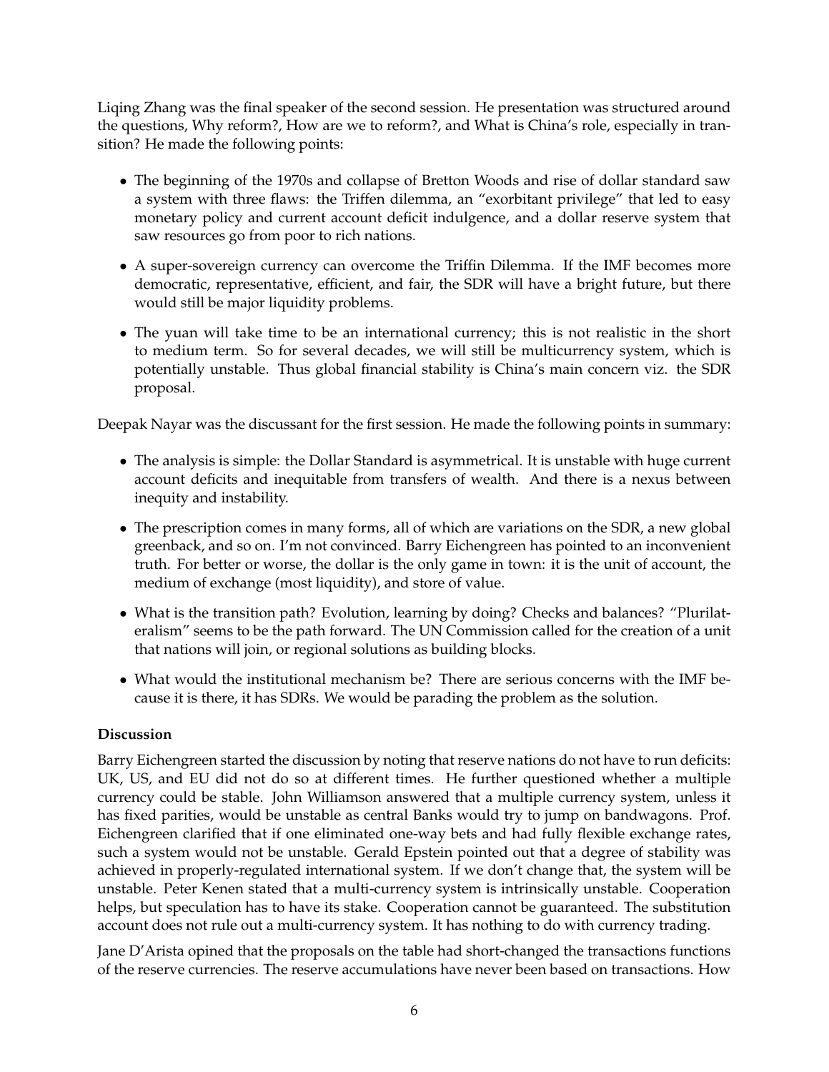Liqing Zhang was the final speaker of the second session. He presentation was structured around the questions, Why reform?, How are we to reform?, and What is China's role, especially in transition? He made the following points:

- The beginning of the 1970s and collapse of Bretton Woods and rise of dollar standard saw a system with three flaws: the Triffen dilemma, an "exorbitant privilege" that led to easy monetary policy and current account deficit indulgence, and a dollar reserve system that saw resources go from poor to rich nations.
- A super-sovereign currency can overcome the Triffin Dilemma. If the IMF becomes more democratic, representative, efficient, and fair, the SDR will have a bright future, but there would still be major liquidity problems.
- The yuan will take time to be an international currency; this is not realistic in the short to medium term. So for several decades, we will still be multicurrency system, which is potentially unstable. Thus global financial stability is China's main concern viz. the SDR proposal.

Deepak Nayar was the discussant for the first session. He made the following points in summary:

- The analysis is simple: the Dollar Standard is asymmetrical. It is unstable with huge current account deficits and inequitable from transfers of wealth. And there is a nexus between inequity and instability.
- The prescription comes in many forms, all of which are variations on the SDR, a new global greenback, and so on. I'm not convinced. Barry Eichengreen has pointed to an inconvenient truth. For better or worse, the dollar is the only game in town: it is the unit of account, the medium of exchange (most liquidity), and store of value.
- What is the transition path? Evolution, learning by doing? Checks and balances? "Plurilateralism" seems to be the path forward. The UN Commission called for the creation of a unit that nations will join, or regional solutions as building blocks.
- What would the institutional mechanism be? There are serious concerns with the IMF because it is there, it has SDRs. We would be parading the problem as the solution.

**Discussion**

Barry Eichengreen started the discussion by noting that reserve nations do not have to run deficits: UK, US, and EU did not do so at different times. He further questioned whether a multiple currency could be stable. John Williamson answered that a multiple currency system, unless it has fixed parities, would be unstable as central Banks would try to jump on bandwagons. Prof. Eichengreen clarified that if one eliminated one-way bets and had fully flexible exchange rates, such a system would not be unstable. Gerald Epstein pointed out that a degree of stability was achieved in properly-regulated international system. If we don't change that, the system will be unstable. Peter Kenen stated that a multi-currency system is intrinsically unstable. Cooperation helps, but speculation has to have its stake. Cooperation cannot be guaranteed. The substitution account does not rule out a multi-currency system. It has nothing to do with currency trading.

Jane D'Arista opined that the proposals on the table had short-changed the transactions functions of the reserve currencies. The reserve accumulations have never been based on transactions. How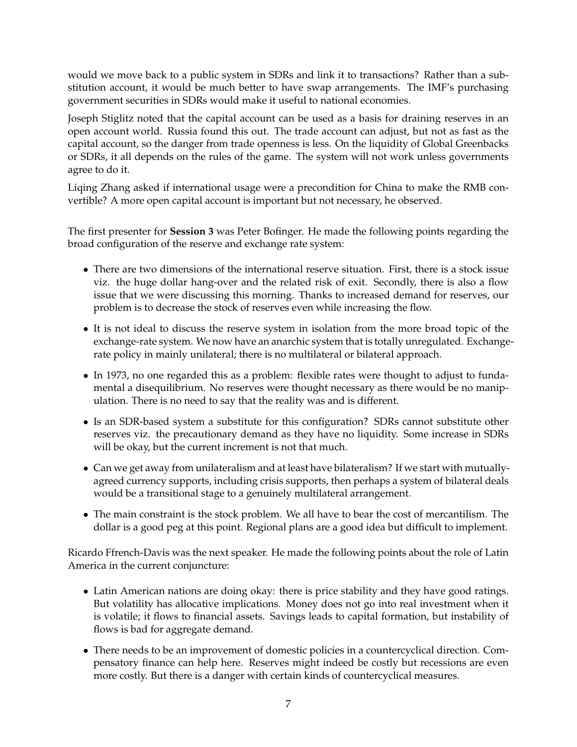would we move back to a public system in SDRs and link it to transactions? Rather than a substitution account, it would be much better to have swap arrangements. The IMF's purchasing government securities in SDRs would make it useful to national economies.

Joseph Stiglitz noted that the capital account can be used as a basis for draining reserves in an open account world. Russia found this out. The trade account can adjust, but not as fast as the capital account, so the danger from trade openness is less. On the liquidity of Global Greenbacks or SDRs, it all depends on the rules of the game. The system will not work unless governments agree to do it.

Liqing Zhang asked if international usage were a precondition for China to make the RMB convertible? A more open capital account is important but not necessary, he observed.

The first presenter for **Session 3** was Peter Bofinger. He made the following points regarding the broad configuration of the reserve and exchange rate system:

- There are two dimensions of the international reserve situation. First, there is a stock issue viz. the huge dollar hang-over and the related risk of exit. Secondly, there is also a flow issue that we were discussing this morning. Thanks to increased demand for reserves, our problem is to decrease the stock of reserves even while increasing the flow.
- It is not ideal to discuss the reserve system in isolation from the more broad topic of the exchange-rate system. We now have an anarchic system that is totally unregulated. Exchange-rate policy in mainly unilateral; there is no multilateral or bilateral approach.
- In 1973, no one regarded this as a problem: flexible rates were thought to adjust to fundamental a disequilibrium. No reserves were thought necessary as there would be no manipulation. There is no need to say that the reality was and is different.
- Is an SDR-based system a substitute for this configuration? SDRs cannot substitute other reserves viz. the precautionary demand as they have no liquidity. Some increase in SDRs will be okay, but the current increment is not that much.
- Can we get away from unilateralism and at least have bilateralism? If we start with mutually-agreed currency supports, including crisis supports, then perhaps a system of bilateral deals would be a transitional stage to a genuinely multilateral arrangement.
- The main constraint is the stock problem. We all have to bear the cost of mercantilism. The dollar is a good peg at this point. Regional plans are a good idea but difficult to implement.

Ricardo Ffrench-Davis was the next speaker. He made the following points about the role of Latin America in the current conjuncture:

- Latin American nations are doing okay: there is price stability and they have good ratings. But volatility has allocative implications. Money does not go into real investment when it is volatile; it flows to financial assets. Savings leads to capital formation, but instability of flows is bad for aggregate demand.
- There needs to be an improvement of domestic policies in a countercyclical direction. Compensatory finance can help here. Reserves might indeed be costly but recessions are even more costly. But there is a danger with certain kinds of countercyclical measures.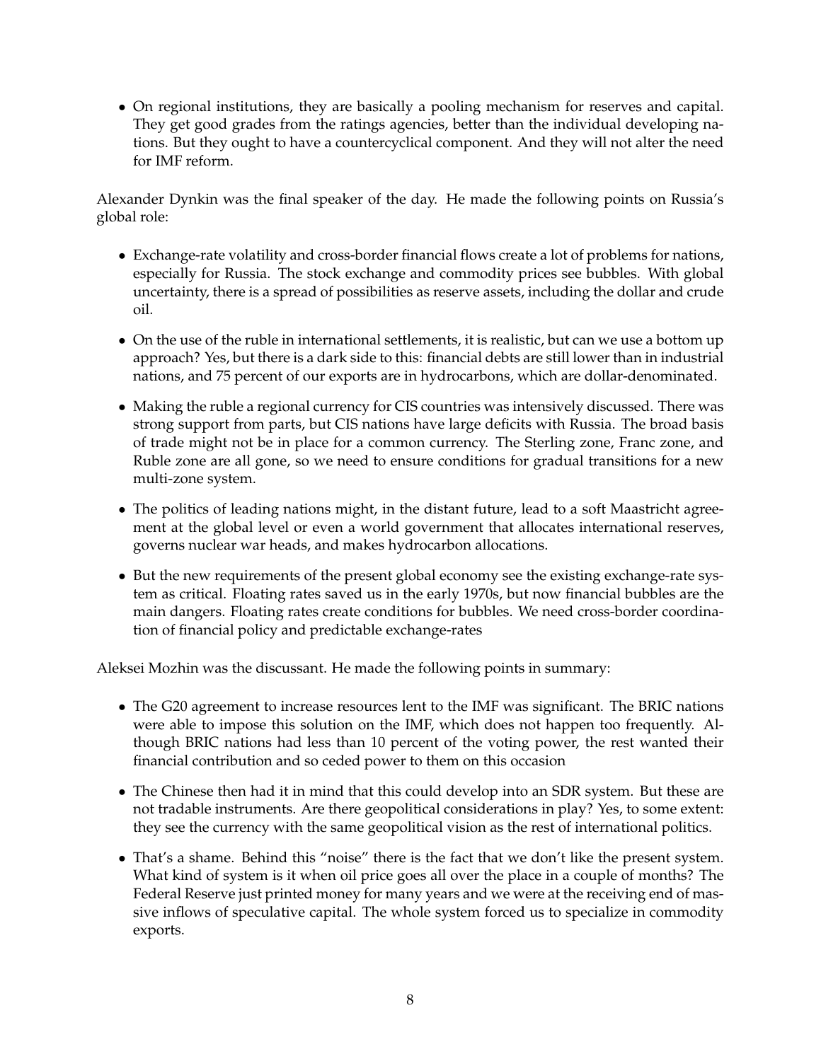- On regional institutions, they are basically a pooling mechanism for reserves and capital. They get good grades from the ratings agencies, better than the individual developing nations. But they ought to have a countercyclical component. And they will not alter the need for IMF reform.

Alexander Dynkin was the final speaker of the day. He made the following points on Russia's global role:

- Exchange-rate volatility and cross-border financial flows create a lot of problems for nations, especially for Russia. The stock exchange and commodity prices see bubbles. With global uncertainty, there is a spread of possibilities as reserve assets, including the dollar and crude oil.
- On the use of the ruble in international settlements, it is realistic, but can we use a bottom up approach? Yes, but there is a dark side to this: financial debts are still lower than in industrial nations, and 75 percent of our exports are in hydrocarbons, which are dollar-denominated.
- Making the ruble a regional currency for CIS countries was intensively discussed. There was strong support from parts, but CIS nations have large deficits with Russia. The broad basis of trade might not be in place for a common currency. The Sterling zone, Franc zone, and Ruble zone are all gone, so we need to ensure conditions for gradual transitions for a new multi-zone system.
- The politics of leading nations might, in the distant future, lead to a soft Maastricht agreement at the global level or even a world government that allocates international reserves, governs nuclear war heads, and makes hydrocarbon allocations.
- But the new requirements of the present global economy see the existing exchange-rate system as critical. Floating rates saved us in the early 1970s, but now financial bubbles are the main dangers. Floating rates create conditions for bubbles. We need cross-border coordination of financial policy and predictable exchange-rates

Aleksei Mozhin was the discussant. He made the following points in summary:

- The G20 agreement to increase resources lent to the IMF was significant. The BRIC nations were able to impose this solution on the IMF, which does not happen too frequently. Although BRIC nations had less than 10 percent of the voting power, the rest wanted their financial contribution and so ceded power to them on this occasion
- The Chinese then had it in mind that this could develop into an SDR system. But these are not tradable instruments. Are there geopolitical considerations in play? Yes, to some extent: they see the currency with the same geopolitical vision as the rest of international politics.
- That's a shame. Behind this "noise" there is the fact that we don't like the present system. What kind of system is it when oil price goes all over the place in a couple of months? The Federal Reserve just printed money for many years and we were at the receiving end of massive inflows of speculative capital. The whole system forced us to specialize in commodity exports.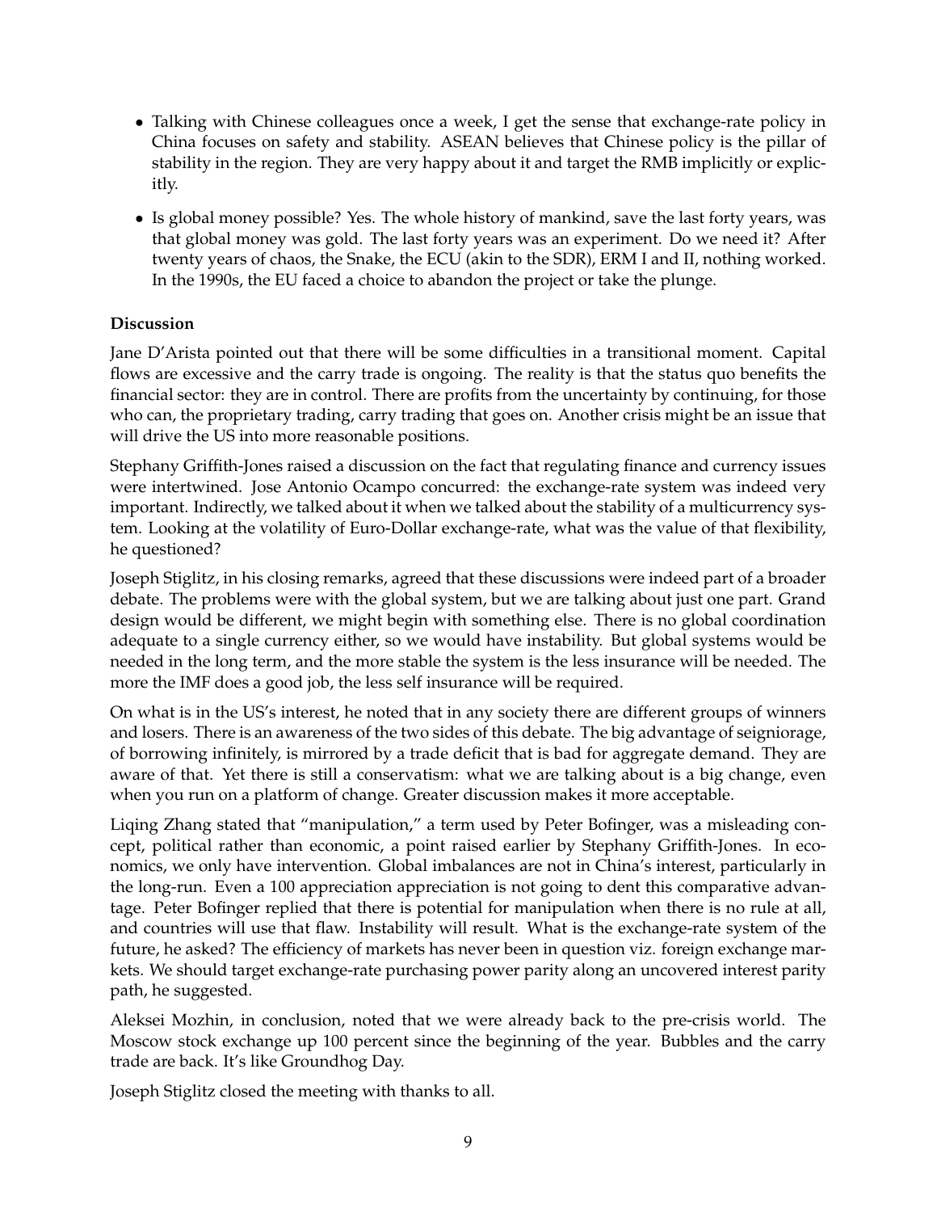- Talking with Chinese colleagues once a week, I get the sense that exchange-rate policy in China focuses on safety and stability. ASEAN believes that Chinese policy is the pillar of stability in the region. They are very happy about it and target the RMB implicitly or explicitly.
- Is global money possible? Yes. The whole history of mankind, save the last forty years, was that global money was gold. The last forty years was an experiment. Do we need it? After twenty years of chaos, the Snake, the ECU (akin to the SDR), ERM I and II, nothing worked. In the 1990s, the EU faced a choice to abandon the project or take the plunge.

**Discussion**

Jane D'Arista pointed out that there will be some difficulties in a transitional moment. Capital flows are excessive and the carry trade is ongoing. The reality is that the status quo benefits the financial sector: they are in control. There are profits from the uncertainty by continuing, for those who can, the proprietary trading, carry trading that goes on. Another crisis might be an issue that will drive the US into more reasonable positions.

Stephany Griffith-Jones raised a discussion on the fact that regulating finance and currency issues were intertwined. Jose Antonio Ocampo concurred: the exchange-rate system was indeed very important. Indirectly, we talked about it when we talked about the stability of a multicurrency system. Looking at the volatility of Euro-Dollar exchange-rate, what was the value of that flexibility, he questioned?

Joseph Stiglitz, in his closing remarks, agreed that these discussions were indeed part of a broader debate. The problems were with the global system, but we are talking about just one part. Grand design would be different, we might begin with something else. There is no global coordination adequate to a single currency either, so we would have instability. But global systems would be needed in the long term, and the more stable the system is the less insurance will be needed. The more the IMF does a good job, the less self insurance will be required.

On what is in the US's interest, he noted that in any society there are different groups of winners and losers. There is an awareness of the two sides of this debate. The big advantage of seigniorage, of borrowing infinitely, is mirrored by a trade deficit that is bad for aggregate demand. They are aware of that. Yet there is still a conservatism: what we are talking about is a big change, even when you run on a platform of change. Greater discussion makes it more acceptable.

Liqing Zhang stated that "manipulation," a term used by Peter Bofinger, was a misleading concept, political rather than economic, a point raised earlier by Stephany Griffith-Jones. In economics, we only have intervention. Global imbalances are not in China's interest, particularly in the long-run. Even a 100 appreciation appreciation is not going to dent this comparative advantage. Peter Bofinger replied that there is potential for manipulation when there is no rule at all, and countries will use that flaw. Instability will result. What is the exchange-rate system of the future, he asked? The efficiency of markets has never been in question viz. foreign exchange markets. We should target exchange-rate purchasing power parity along an uncovered interest parity path, he suggested.

Aleksei Mozhin, in conclusion, noted that we were already back to the pre-crisis world. The Moscow stock exchange up 100 percent since the beginning of the year. Bubbles and the carry trade are back. It's like Groundhog Day.

Joseph Stiglitz closed the meeting with thanks to all.